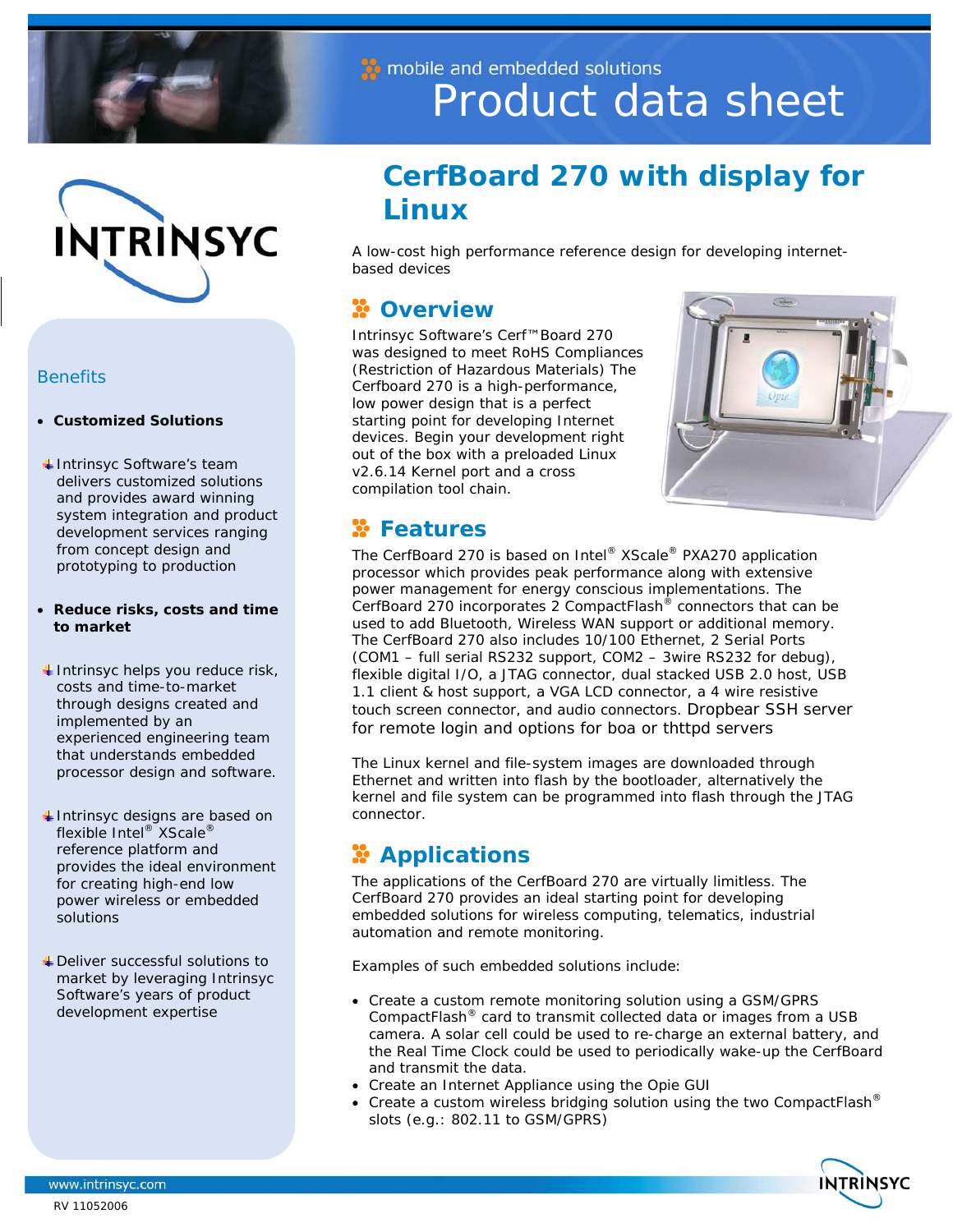mobile and embedded solutions

# Product data sheet

## CerfBoard 270 with display for Linux

A low-cost high performance reference design for developing internet-based devices

### Overview

Intrinsyc Software's Cerf™Board 270 was designed to meet RoHS Compliances (Restriction of Hazardous Materials) The Cerfboard 270 is a high-performance, low power design that is a perfect starting point for developing Internet devices. Begin your development right out of the box with a preloaded Linux v2.6.14 Kernel port and a cross compilation tool chain.

### Features

The CerfBoard 270 is based on Intel® XScale® PXA270 application processor which provides peak performance along with extensive power management for energy conscious implementations. The CerfBoard 270 incorporates 2 CompactFlash® connectors that can be used to add Bluetooth, Wireless WAN support or additional memory. The CerfBoard 270 also includes 10/100 Ethernet, 2 Serial Ports (COM1 – full serial RS232 support, COM2 – 3wire RS232 for debug), flexible digital I/O, a JTAG connector, dual stacked USB 2.0 host, USB 1.1 client & host support, a VGA LCD connector, a 4 wire resistive touch screen connector, and audio connectors. Dropbear SSH server for remote login and options for boa or thttpd servers

The Linux kernel and file-system images are downloaded through Ethernet and written into flash by the bootloader, alternatively the kernel and file system can be programmed into flash through the JTAG connector.

### Applications

The applications of the CerfBoard 270 are virtually limitless. The CerfBoard 270 provides an ideal starting point for developing embedded solutions for wireless computing, telematics, industrial automation and remote monitoring.

Examples of such embedded solutions include:

- Create a custom remote monitoring solution using a GSM/GPRS CompactFlash® card to transmit collected data or images from a USB camera. A solar cell could be used to re-charge an external battery, and the Real Time Clock could be used to periodically wake-up the CerfBoard and transmit the data.
- Create an Internet Appliance using the Opie GUI
- Create a custom wireless bridging solution using the two CompactFlash® slots (e.g.: 802.11 to GSM/GPRS)

### Benefits

- **Customized Solutions**
  - Intrinsyc Software's team delivers customized solutions and provides award winning system integration and product development services ranging from concept design and prototyping to production
- **Reduce risks, costs and time to market**
  - Intrinsyc helps you reduce risk, costs and time-to-market through designs created and implemented by an experienced engineering team that understands embedded processor design and software.
  - Intrinsyc designs are based on flexible Intel® XScale® reference platform and provides the ideal environment for creating high-end low power wireless or embedded solutions
  - Deliver successful solutions to market by leveraging Intrinsyc Software's years of product development expertise

www.intrinsyc.com

RV 11052006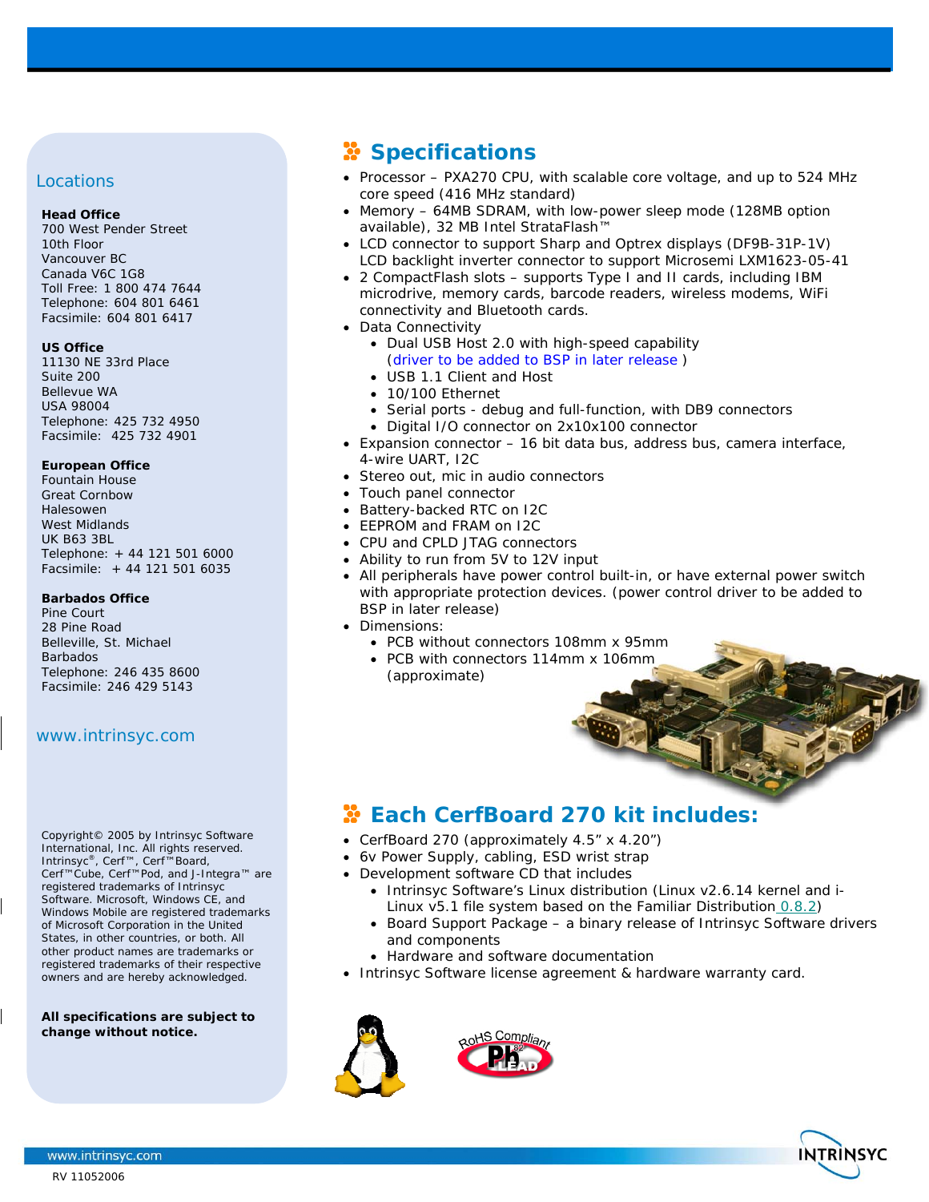## Locations

**Head Office**
700 West Pender Street
10th Floor
Vancouver BC
Canada V6C 1G8
Toll Free: 1 800 474 7644
Telephone: 604 801 6461
Facsimile: 604 801 6417

**US Office**
11130 NE 33rd Place
Suite 200
Bellevue WA
USA 98004
Telephone: 425 732 4950
Facsimile: 425 732 4901

**European Office**
Fountain House
Great Cornbow
Halesowen
West Midlands
UK B63 3BL
Telephone: + 44 121 501 6000
Facsimile: + 44 121 501 6035

**Barbados Office**
Pine Court
28 Pine Road
Belleville, St. Michael
Barbados
Telephone: 246 435 8600
Facsimile: 246 429 5143

www.intrinsyc.com

Copyright© 2005 by Intrinsyc Software International, Inc. All rights reserved. Intrinsyc®, Cerf™, Cerf™Board, Cerf™Cube, Cerf™Pod, and J-Integra™ are registered trademarks of Intrinsyc Software. Microsoft, Windows CE, and Windows Mobile are registered trademarks of Microsoft Corporation in the United States, in other countries, or both. All other product names are trademarks or registered trademarks of their respective owners and are hereby acknowledged.

**All specifications are subject to change without notice.**

## Specifications

- Processor – PXA270 CPU, with scalable core voltage, and up to 524 MHz core speed (416 MHz standard)
- Memory – 64MB SDRAM, with low-power sleep mode (128MB option available), 32 MB Intel StrataFlash™
- LCD connector to support Sharp and Optrex displays (DF9B-31P-1V) LCD backlight inverter connector to support Microsemi LXM1623-05-41
- 2 CompactFlash slots – supports Type I and II cards, including IBM microdrive, memory cards, barcode readers, wireless modems, WiFi connectivity and Bluetooth cards.
- Data Connectivity
  - Dual USB Host 2.0 with high-speed capability (driver to be added to BSP in later release )
  - USB 1.1 Client and Host
  - 10/100 Ethernet
  - Serial ports - debug and full-function, with DB9 connectors
  - Digital I/O connector on 2x10x100 connector
- Expansion connector – 16 bit data bus, address bus, camera interface, 4-wire UART, I2C
- Stereo out, mic in audio connectors
- Touch panel connector
- Battery-backed RTC on I2C
- EEPROM and FRAM on I2C
- CPU and CPLD JTAG connectors
- Ability to run from 5V to 12V input
- All peripherals have power control built-in, or have external power switch with appropriate protection devices. (power control driver to be added to BSP in later release)
- Dimensions:
  - PCB without connectors 108mm x 95mm
  - PCB with connectors 114mm x 106mm (approximate)

## Each CerfBoard 270 kit includes:

- CerfBoard 270 (approximately 4.5” x 4.20”)
- 6v Power Supply, cabling, ESD wrist strap
- Development software CD that includes
  - Intrinsyc Software’s Linux distribution (Linux v2.6.14 kernel and i-Linux v5.1 file system based on the Familiar Distribution 0.8.2)
  - Board Support Package – a binary release of Intrinsyc Software drivers and components
  - Hardware and software documentation
- Intrinsyc Software license agreement & hardware warranty card.

RoHS Compliant

RV 11052006